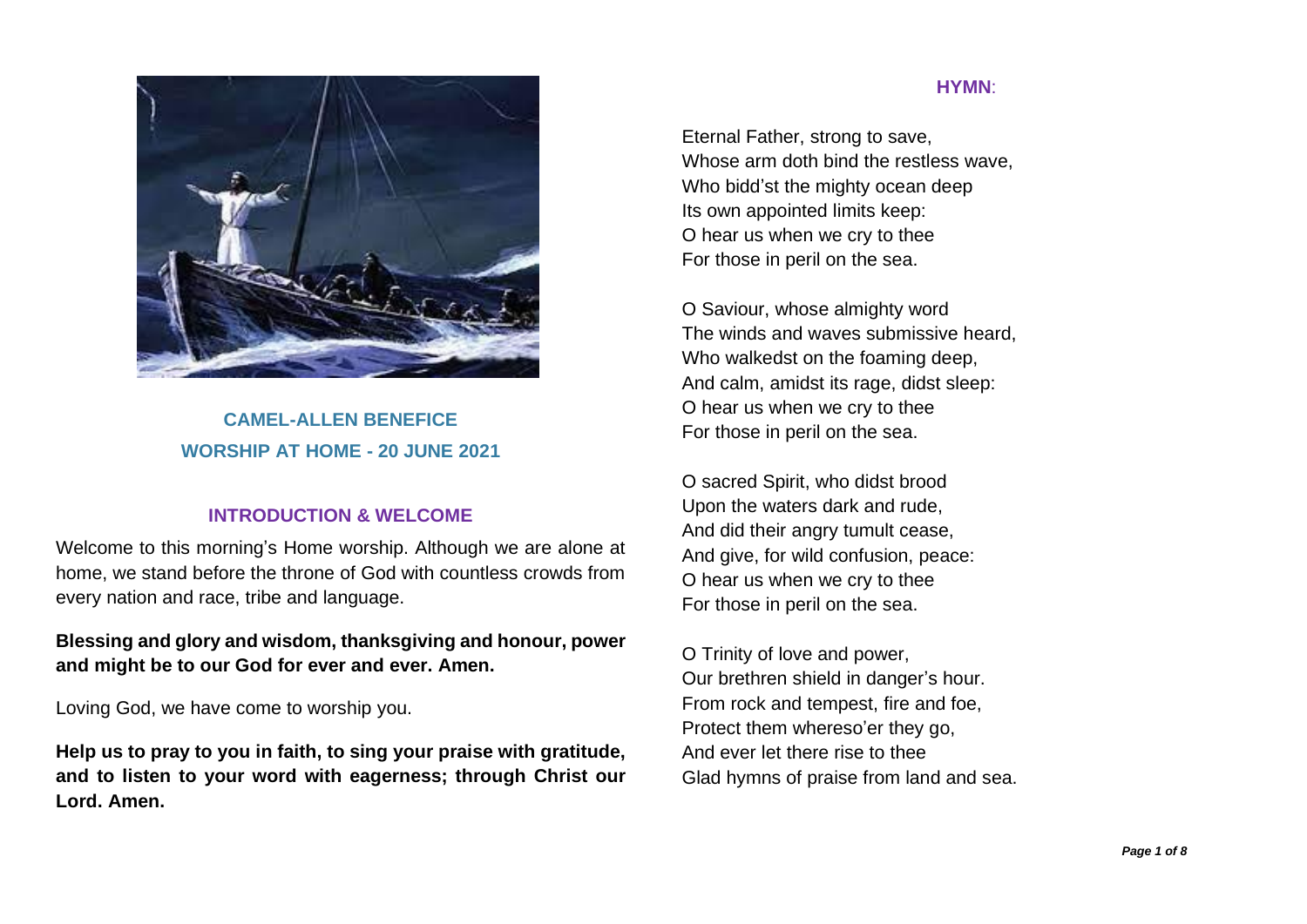## CAMEL-ALLEN BENEFICE
## WORSHIP AT HOME - 20 JUNE 2021

### INTRODUCTION & WELCOME

Welcome to this morning's Home worship. Although we are alone at home, we stand before the throne of God with countless crowds from every nation and race, tribe and language.

**Blessing and glory and wisdom, thanksgiving and honour, power and might be to our God for ever and ever. Amen.**

Loving God, we have come to worship you.

**Help us to pray to you in faith, to sing your praise with gratitude, and to listen to your word with eagerness; through Christ our Lord. Amen.**

### HYMN:

Eternal Father, strong to save,
Whose arm doth bind the restless wave,
Who bidd'st the mighty ocean deep
Its own appointed limits keep:
O hear us when we cry to thee
For those in peril on the sea.

O Saviour, whose almighty word
The winds and waves submissive heard,
Who walkedst on the foaming deep,
And calm, amidst its rage, didst sleep:
O hear us when we cry to thee
For those in peril on the sea.

O sacred Spirit, who didst brood
Upon the waters dark and rude,
And did their angry tumult cease,
And give, for wild confusion, peace:
O hear us when we cry to thee
For those in peril on the sea.

O Trinity of love and power,
Our brethren shield in danger's hour.
From rock and tempest, fire and foe,
Protect them whereso'er they go,
And ever let there rise to thee
Glad hymns of praise from land and sea.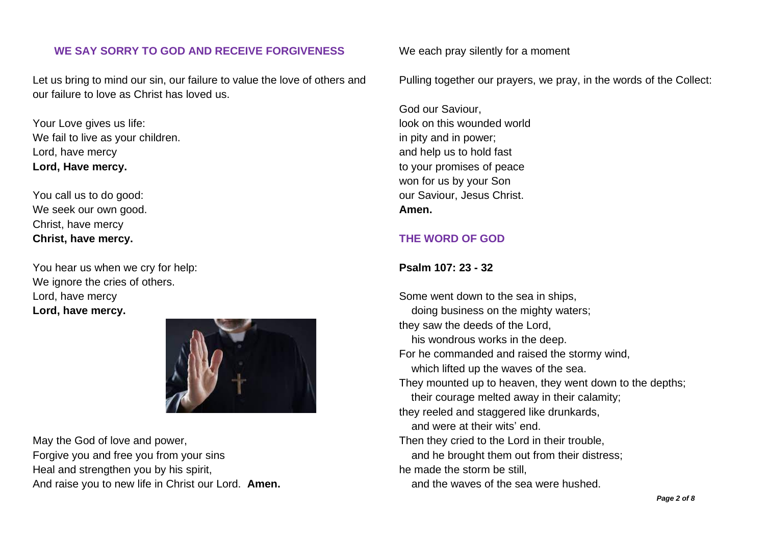## WE SAY SORRY TO GOD AND RECEIVE FORGIVENESS

Let us bring to mind our sin, our failure to value the love of others and our failure to love as Christ has loved us.

Your Love gives us life:  
We fail to live as your children.  
Lord, have mercy  
**Lord, Have mercy.**

You call us to do good:  
We seek our own good.  
Christ, have mercy  
**Christ, have mercy.**

You hear us when we cry for help:  
We ignore the cries of others.  
Lord, have mercy  
**Lord, have mercy.**

May the God of love and power,  
Forgive you and free you from your sins  
Heal and strengthen you by his spirit,  
And raise you to new life in Christ our Lord. **Amen.**

We each pray silently for a moment

Pulling together our prayers, we pray, in the words of the Collect:

God our Saviour,  
look on this wounded world  
in pity and in power;  
and help us to hold fast  
to your promises of peace  
won for us by your Son  
our Saviour, Jesus Christ.  
**Amen.**

## THE WORD OF GOD

**Psalm 107: 23 - 32**

Some went down to the sea in ships,  
   doing business on the mighty waters;  
they saw the deeds of the Lord,  
   his wondrous works in the deep.  
For he commanded and raised the stormy wind,  
   which lifted up the waves of the sea.  
They mounted up to heaven, they went down to the depths;  
   their courage melted away in their calamity;  
they reeled and staggered like drunkards,  
   and were at their wits' end.  
Then they cried to the Lord in their trouble,  
   and he brought them out from their distress;  
he made the storm be still,  
   and the waves of the sea were hushed.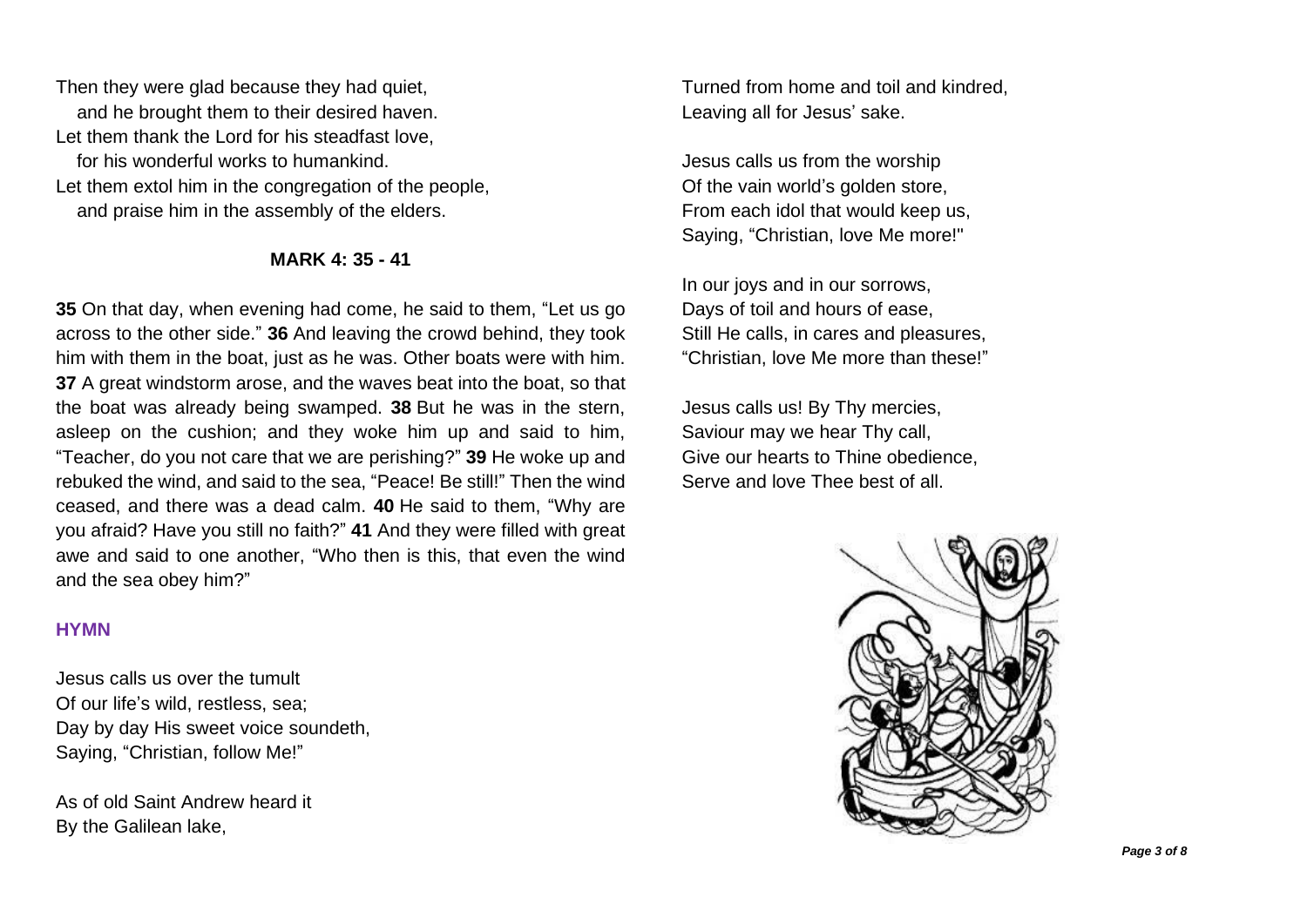Then they were glad because they had quiet,
and he brought them to their desired haven.
Let them thank the Lord for his steadfast love,
for his wonderful works to humankind.
Let them extol him in the congregation of the people,
and praise him in the assembly of the elders.

**MARK 4: 35 - 41**

**35** On that day, when evening had come, he said to them, "Let us go across to the other side." **36** And leaving the crowd behind, they took him with them in the boat, just as he was. Other boats were with him. **37** A great windstorm arose, and the waves beat into the boat, so that the boat was already being swamped. **38** But he was in the stern, asleep on the cushion; and they woke him up and said to him, "Teacher, do you not care that we are perishing?" **39** He woke up and rebuked the wind, and said to the sea, "Peace! Be still!" Then the wind ceased, and there was a dead calm. **40** He said to them, "Why are you afraid? Have you still no faith?" **41** And they were filled with great awe and said to one another, "Who then is this, that even the wind and the sea obey him?"

**HYMN**

Jesus calls us over the tumult
Of our life's wild, restless, sea;
Day by day His sweet voice soundeth,
Saying, "Christian, follow Me!"

As of old Saint Andrew heard it
By the Galilean lake,
Turned from home and toil and kindred,
Leaving all for Jesus' sake.

Jesus calls us from the worship
Of the vain world's golden store,
From each idol that would keep us,
Saying, "Christian, love Me more!"

In our joys and in our sorrows,
Days of toil and hours of ease,
Still He calls, in cares and pleasures,
"Christian, love Me more than these!"

Jesus calls us! By Thy mercies,
Saviour may we hear Thy call,
Give our hearts to Thine obedience,
Serve and love Thee best of all.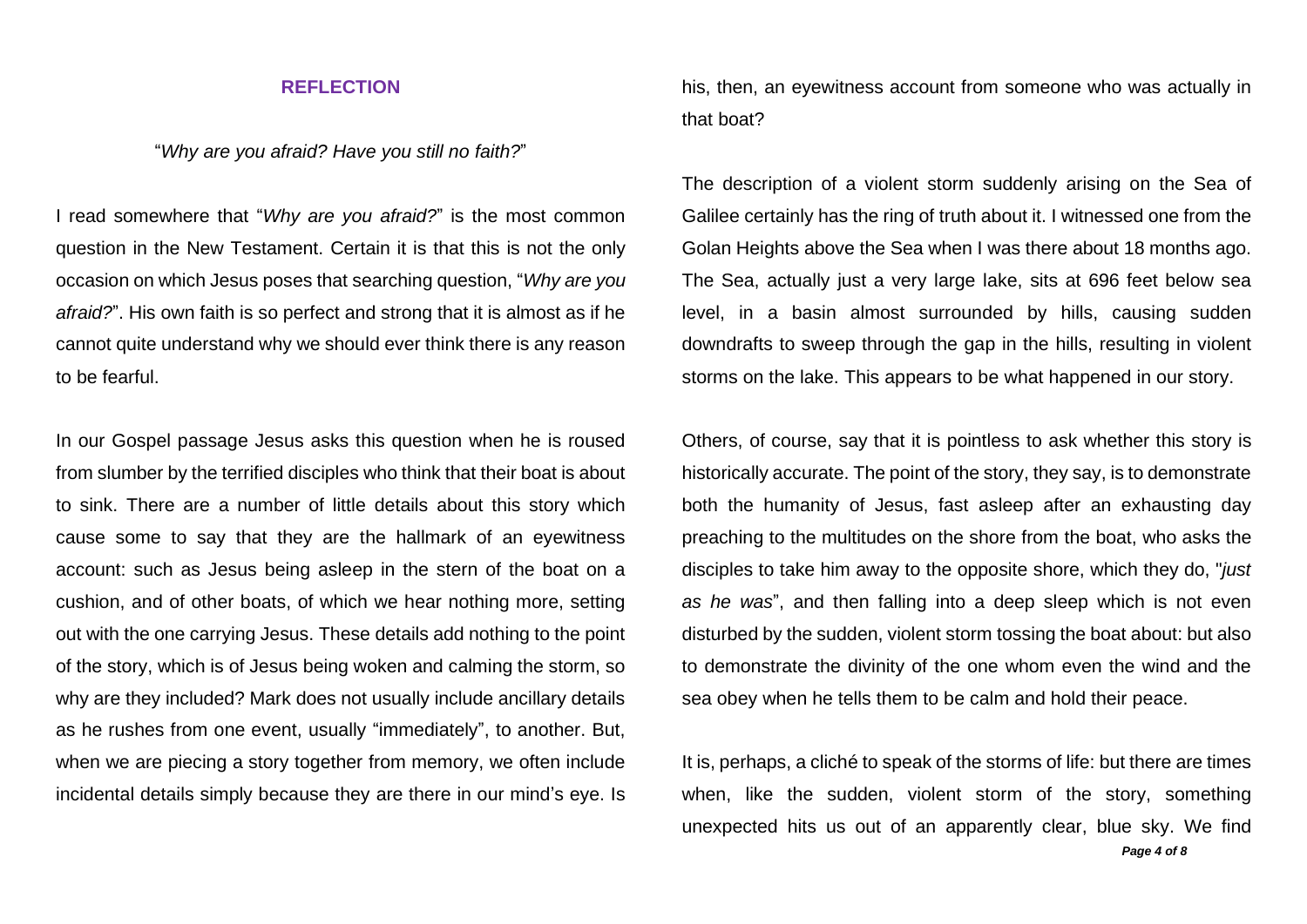## REFLECTION

"*Why are you afraid? Have you still no faith?*"

I read somewhere that "*Why are you afraid?*" is the most common question in the New Testament. Certain it is that this is not the only occasion on which Jesus poses that searching question, "*Why are you afraid?*". His own faith is so perfect and strong that it is almost as if he cannot quite understand why we should ever think there is any reason to be fearful.

In our Gospel passage Jesus asks this question when he is roused from slumber by the terrified disciples who think that their boat is about to sink. There are a number of little details about this story which cause some to say that they are the hallmark of an eyewitness account: such as Jesus being asleep in the stern of the boat on a cushion, and of other boats, of which we hear nothing more, setting out with the one carrying Jesus. These details add nothing to the point of the story, which is of Jesus being woken and calming the storm, so why are they included? Mark does not usually include ancillary details as he rushes from one event, usually "immediately", to another. But, when we are piecing a story together from memory, we often include incidental details simply because they are there in our mind's eye. Is his, then, an eyewitness account from someone who was actually in that boat?

The description of a violent storm suddenly arising on the Sea of Galilee certainly has the ring of truth about it. I witnessed one from the Golan Heights above the Sea when I was there about 18 months ago. The Sea, actually just a very large lake, sits at 696 feet below sea level, in a basin almost surrounded by hills, causing sudden downdrafts to sweep through the gap in the hills, resulting in violent storms on the lake. This appears to be what happened in our story.

Others, of course, say that it is pointless to ask whether this story is historically accurate. The point of the story, they say, is to demonstrate both the humanity of Jesus, fast asleep after an exhausting day preaching to the multitudes on the shore from the boat, who asks the disciples to take him away to the opposite shore, which they do, "*just as he was*", and then falling into a deep sleep which is not even disturbed by the sudden, violent storm tossing the boat about: but also to demonstrate the divinity of the one whom even the wind and the sea obey when he tells them to be calm and hold their peace.

It is, perhaps, a cliché to speak of the storms of life: but there are times when, like the sudden, violent storm of the story, something unexpected hits us out of an apparently clear, blue sky. We find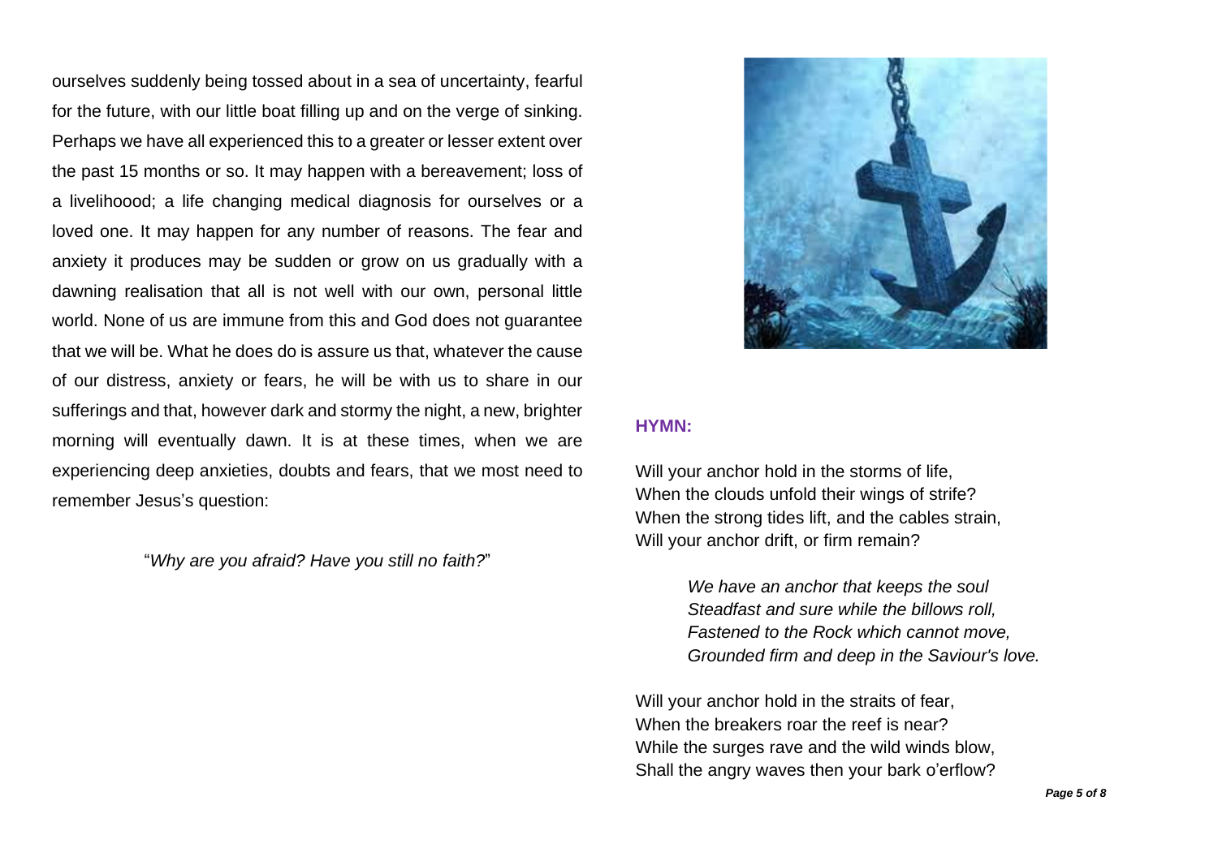ourselves suddenly being tossed about in a sea of uncertainty, fearful for the future, with our little boat filling up and on the verge of sinking. Perhaps we have all experienced this to a greater or lesser extent over the past 15 months or so. It may happen with a bereavement; loss of a livelihoood; a life changing medical diagnosis for ourselves or a loved one. It may happen for any number of reasons. The fear and anxiety it produces may be sudden or grow on us gradually with a dawning realisation that all is not well with our own, personal little world. None of us are immune from this and God does not guarantee that we will be. What he does do is assure us that, whatever the cause of our distress, anxiety or fears, he will be with us to share in our sufferings and that, however dark and stormy the night, a new, brighter morning will eventually dawn. It is at these times, when we are experiencing deep anxieties, doubts and fears, that we most need to remember Jesus's question:

"*Why are you afraid? Have you still no faith?*"

**HYMN:**

Will your anchor hold in the storms of life,
When the clouds unfold their wings of strife?
When the strong tides lift, and the cables strain,
Will your anchor drift, or firm remain?

*We have an anchor that keeps the soul*
*Steadfast and sure while the billows roll,*
*Fastened to the Rock which cannot move,*
*Grounded firm and deep in the Saviour's love.*

Will your anchor hold in the straits of fear,
When the breakers roar the reef is near?
While the surges rave and the wild winds blow,
Shall the angry waves then your bark o'erflow?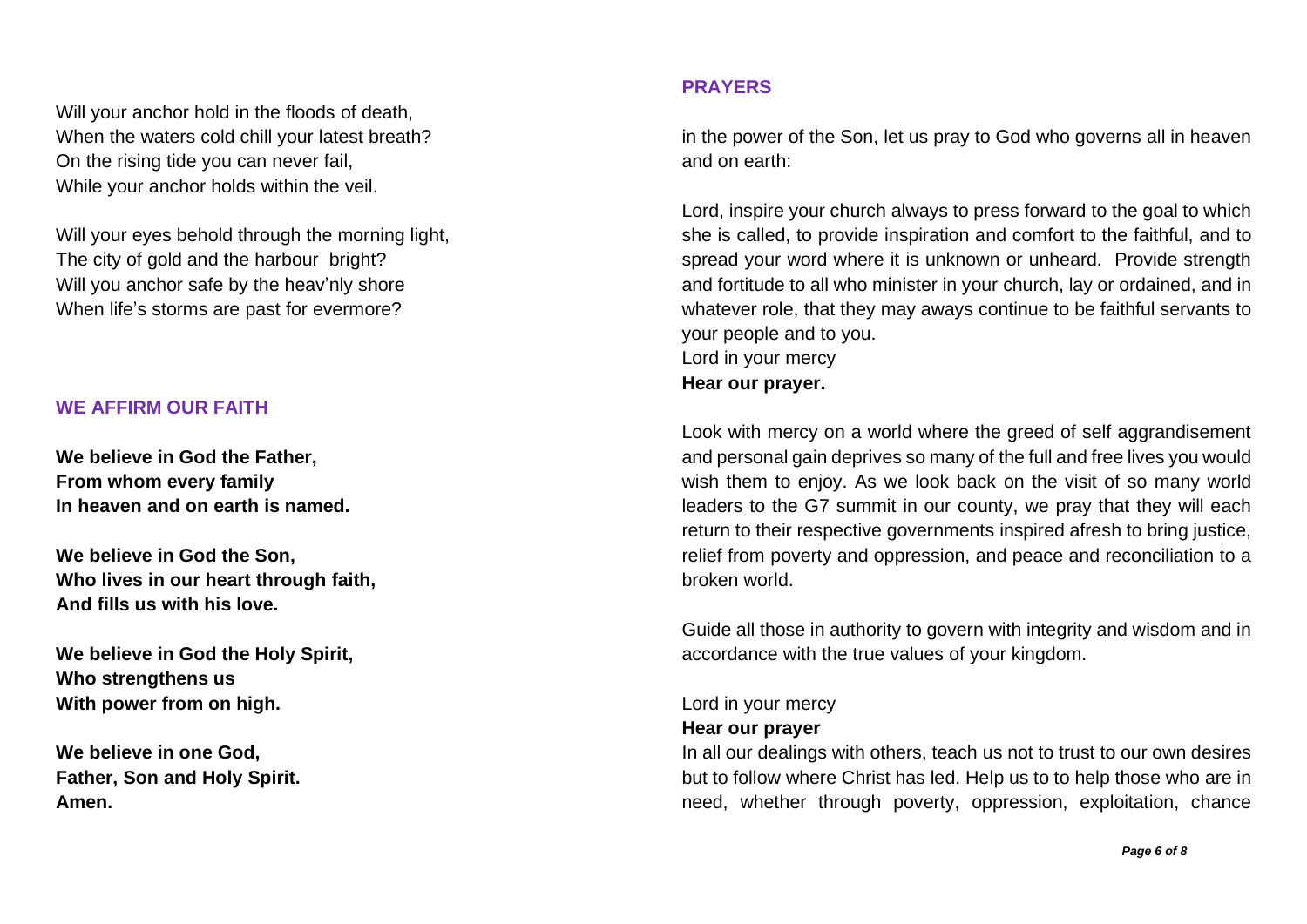Will your anchor hold in the floods of death,
When the waters cold chill your latest breath?
On the rising tide you can never fail,
While your anchor holds within the veil.

Will your eyes behold through the morning light,
The city of gold and the harbour bright?
Will you anchor safe by the heav'nly shore
When life's storms are past for evermore?

## WE AFFIRM OUR FAITH

**We believe in God the Father,**
**From whom every family**
**In heaven and on earth is named.**

**We believe in God the Son,**
**Who lives in our heart through faith,**
**And fills us with his love.**

**We believe in God the Holy Spirit,**
**Who strengthens us**
**With power from on high.**

**We believe in one God,**
**Father, Son and Holy Spirit.**
**Amen.**

## PRAYERS

in the power of the Son, let us pray to God who governs all in heaven and on earth:

Lord, inspire your church always to press forward to the goal to which she is called, to provide inspiration and comfort to the faithful, and to spread your word where it is unknown or unheard. Provide strength and fortitude to all who minister in your church, lay or ordained, and in whatever role, that they may aways continue to be faithful servants to your people and to you.
Lord in your mercy
**Hear our prayer.**

Look with mercy on a world where the greed of self aggrandisement and personal gain deprives so many of the full and free lives you would wish them to enjoy. As we look back on the visit of so many world leaders to the G7 summit in our county, we pray that they will each return to their respective governments inspired afresh to bring justice, relief from poverty and oppression, and peace and reconciliation to a broken world.

Guide all those in authority to govern with integrity and wisdom and in accordance with the true values of your kingdom.

Lord in your mercy
**Hear our prayer**
In all our dealings with others, teach us not to trust to our own desires but to follow where Christ has led. Help us to to help those who are in need, whether through poverty, oppression, exploitation, chance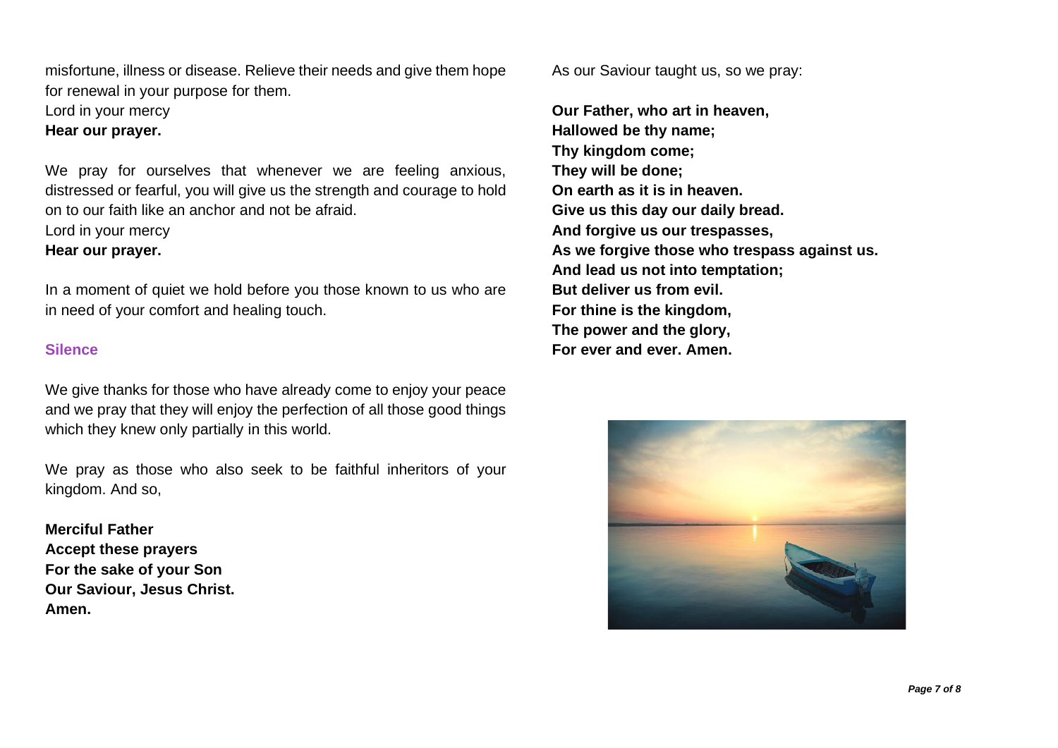misfortune, illness or disease. Relieve their needs and give them hope for renewal in your purpose for them.
Lord in your mercy
**Hear our prayer.**

We pray for ourselves that whenever we are feeling anxious, distressed or fearful, you will give us the strength and courage to hold on to our faith like an anchor and not be afraid.
Lord in your mercy
**Hear our prayer.**

In a moment of quiet we hold before you those known to us who are in need of your comfort and healing touch.

**Silence**

We give thanks for those who have already come to enjoy your peace and we pray that they will enjoy the perfection of all those good things which they knew only partially in this world.

We pray as those who also seek to be faithful inheritors of your kingdom. And so,

**Merciful Father**
**Accept these prayers**
**For the sake of your Son**
**Our Saviour, Jesus Christ.**
**Amen.**

As our Saviour taught us, so we pray:

**Our Father, who art in heaven,**
**Hallowed be thy name;**
**Thy kingdom come;**
**They will be done;**
**On earth as it is in heaven.**
**Give us this day our daily bread.**
**And forgive us our trespasses,**
**As we forgive those who trespass against us.**
**And lead us not into temptation;**
**But deliver us from evil.**
**For thine is the kingdom,**
**The power and the glory,**
**For ever and ever. Amen.**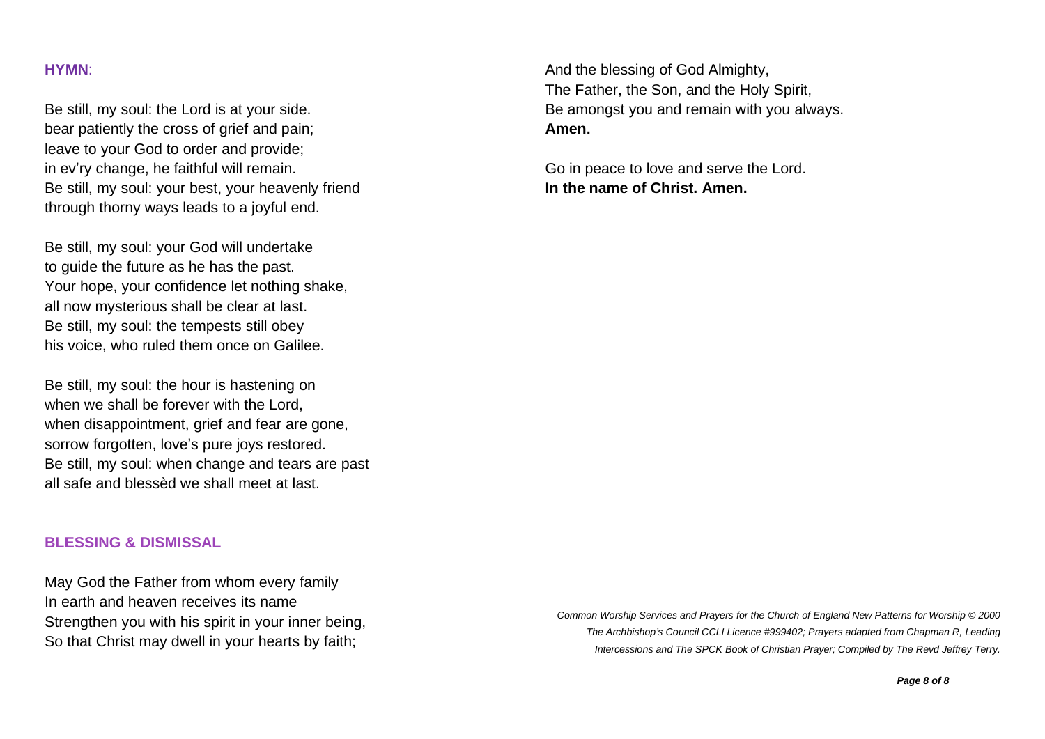## HYMN:

Be still, my soul: the Lord is at your side.
bear patiently the cross of grief and pain;
leave to your God to order and provide;
in ev'ry change, he faithful will remain.
Be still, my soul: your best, your heavenly friend
through thorny ways leads to a joyful end.

Be still, my soul: your God will undertake
to guide the future as he has the past.
Your hope, your confidence let nothing shake,
all now mysterious shall be clear at last.
Be still, my soul: the tempests still obey
his voice, who ruled them once on Galilee.

Be still, my soul: the hour is hastening on
when we shall be forever with the Lord,
when disappointment, grief and fear are gone,
sorrow forgotten, love's pure joys restored.
Be still, my soul: when change and tears are past
all safe and blessèd we shall meet at last.

## BLESSING & DISMISSAL

May God the Father from whom every family
In earth and heaven receives its name
Strengthen you with his spirit in your inner being,
So that Christ may dwell in your hearts by faith;

And the blessing of God Almighty,
The Father, the Son, and the Holy Spirit,
Be amongst you and remain with you always.
**Amen.**

Go in peace to love and serve the Lord.
**In the name of Christ. Amen.**

*Common Worship Services and Prayers for the Church of England New Patterns for Worship © 2000 The Archbishop's Council CCLI Licence #999402; Prayers adapted from Chapman R, Leading Intercessions and The SPCK Book of Christian Prayer; Compiled by The Revd Jeffrey Terry.*